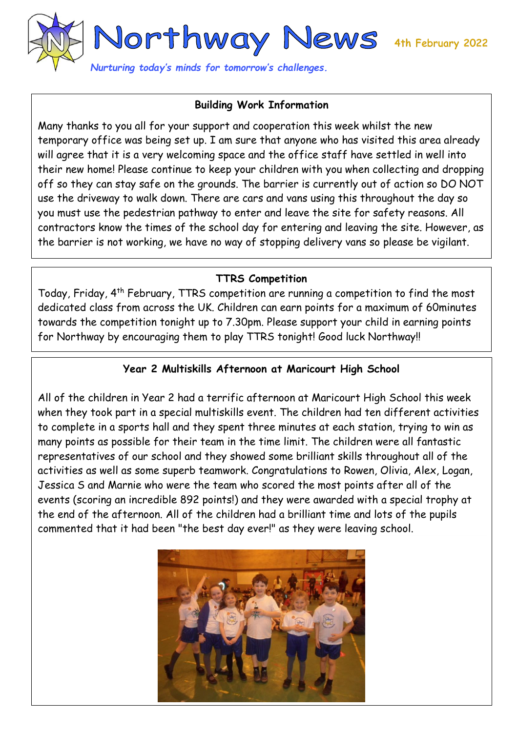# Northway News

4th February 2022

*Nurturing today's minds for tomorrow's challenges.*

### Building Work Information

Many thanks to you all for your support and cooperation this week whilst the new temporary office was being set up. I am sure that anyone who has visited this area already will agree that it is a very welcoming space and the office staff have settled in well into their new home! Please continue to keep your children with you when collecting and dropping off so they can stay safe on the grounds. The barrier is currently out of action so DO NOT use the driveway to walk down. There are cars and vans using this throughout the day so you must use the pedestrian pathway to enter and leave the site for safety reasons. All contractors know the times of the school day for entering and leaving the site. However, as the barrier is not working, we have no way of stopping delivery vans so please be vigilant.

### TTRS Competition

Today, Friday, 4th February, TTRS competition are running a competition to find the most dedicated class from across the UK. Children can earn points for a maximum of 60minutes towards the competition tonight up to 7.30pm. Please support your child in earning points for Northway by encouraging them to play TTRS tonight! Good luck Northway!!

### Year 2 Multiskills Afternoon at Maricourt High School

All of the children in Year 2 had a terrific afternoon at Maricourt High School this week when they took part in a special multiskills event. The children had ten different activities to complete in a sports hall and they spent three minutes at each station, trying to win as many points as possible for their team in the time limit. The children were all fantastic representatives of our school and they showed some brilliant skills throughout all of the activities as well as some superb teamwork. Congratulations to Rowen, Olivia, Alex, Logan, Jessica S and Marnie who were the team who scored the most points after all of the events (scoring an incredible 892 points!) and they were awarded with a special trophy at the end of the afternoon. All of the children had a brilliant time and lots of the pupils commented that it had been "the best day ever!" as they were leaving school.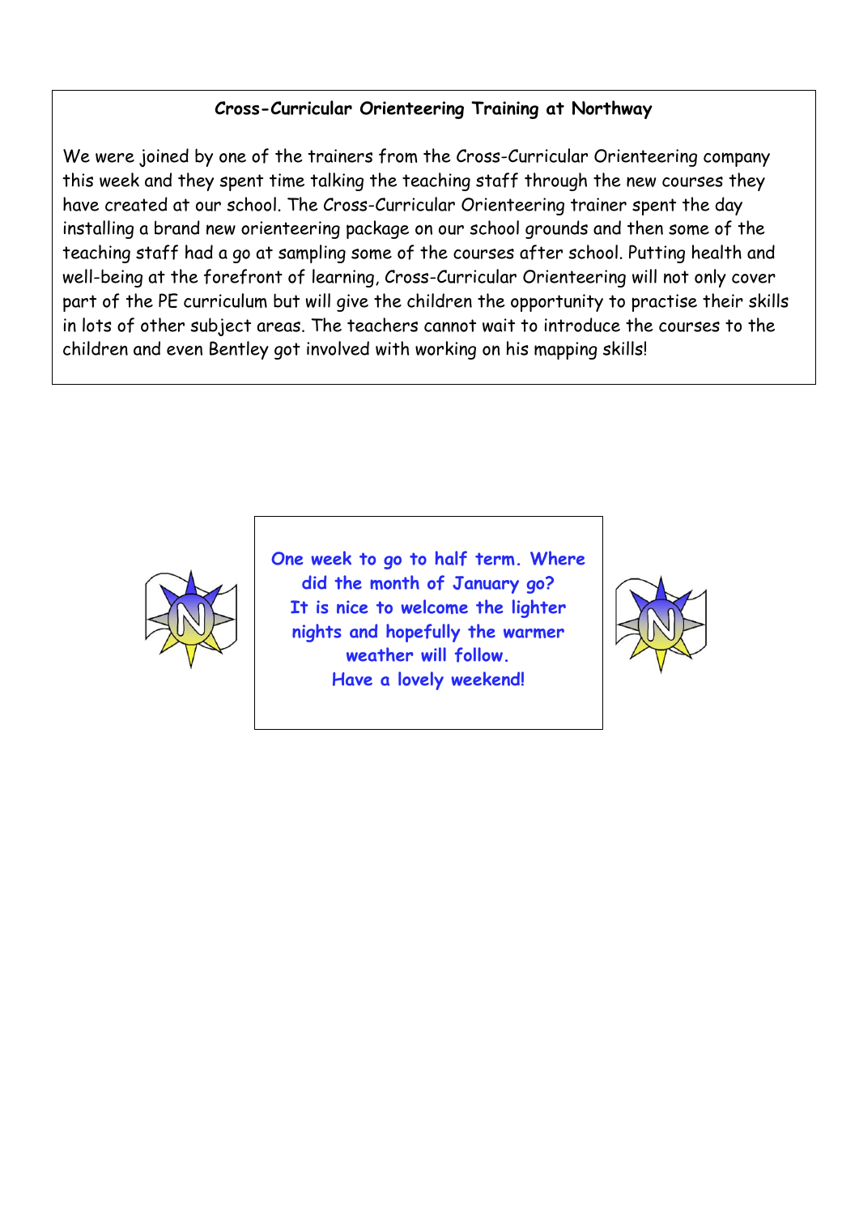## Cross-Curricular Orienteering Training at Northway

We were joined by one of the trainers from the Cross-Curricular Orienteering company this week and they spent time talking the teaching staff through the new courses they have created at our school. The Cross-Curricular Orienteering trainer spent the day installing a brand new orienteering package on our school grounds and then some of the teaching staff had a go at sampling some of the courses after school. Putting health and well-being at the forefront of learning, Cross-Curricular Orienteering will not only cover part of the PE curriculum but will give the children the opportunity to practise their skills in lots of other subject areas. The teachers cannot wait to introduce the courses to the children and even Bentley got involved with working on his mapping skills!

**One week to go to half term. Where did the month of January go? It is nice to welcome the lighter nights and hopefully the warmer weather will follow. Have a lovely weekend!**